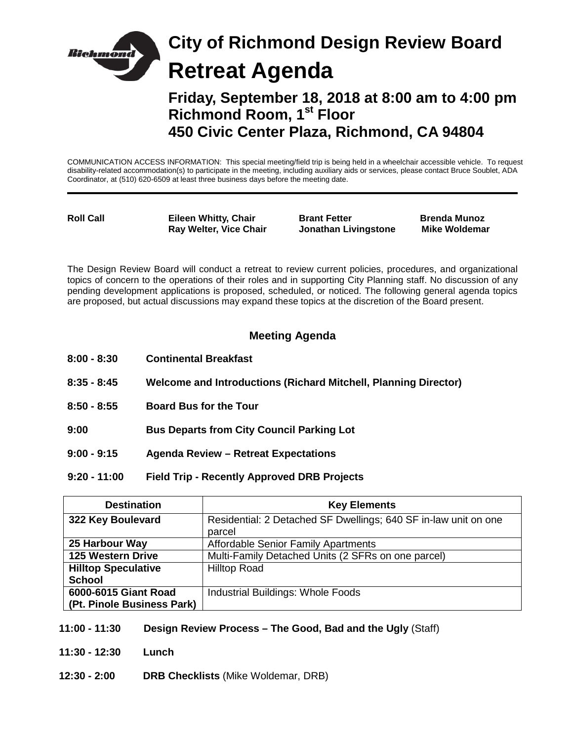# City of Richmond Design Review Board

# Retreat Agenda

## Friday, September 18, 2018 at 8:00 am to 4:00 pm
## Richmond Room, 1st Floor
## 450 Civic Center Plaza, Richmond, CA 94804

COMMUNICATION ACCESS INFORMATION: This special meeting/field trip is being held in a wheelchair accessible vehicle. To request disability-related accommodation(s) to participate in the meeting, including auxiliary aids or services, please contact Bruce Soublet, ADA Coordinator, at (510) 620-6509 at least three business days before the meeting date.

---

**Roll Call**

**Eileen Whitty, Chair**
**Ray Welter, Vice Chair**
**Brant Fetter**
**Jonathan Livingstone**
**Brenda Munoz**
**Mike Woldemar**

The Design Review Board will conduct a retreat to review current policies, procedures, and organizational topics of concern to the operations of their roles and in supporting City Planning staff. No discussion of any pending development applications is proposed, scheduled, or noticed. The following general agenda topics are proposed, but actual discussions may expand these topics at the discretion of the Board present.

### Meeting Agenda

**8:00 - 8:30** **Continental Breakfast**

**8:35 - 8:45** **Welcome and Introductions (Richard Mitchell, Planning Director)**

**8:50 - 8:55** **Board Bus for the Tour**

**9:00** **Bus Departs from City Council Parking Lot**

**9:00 - 9:15** **Agenda Review – Retreat Expectations**

**9:20 - 11:00** **Field Trip - Recently Approved DRB Projects**

| Destination | Key Elements |
|---|---|
| **322 Key Boulevard** | Residential: 2 Detached SF Dwellings; 640 SF in-law unit on one parcel |
| **25 Harbour Way** | Affordable Senior Family Apartments |
| **125 Western Drive** | Multi-Family Detached Units (2 SFRs on one parcel) |
| **Hilltop Speculative School** | Hilltop Road |
| **6000-6015 Giant Road (Pt. Pinole Business Park)** | Industrial Buildings: Whole Foods |

**11:00 - 11:30** **Design Review Process – The Good, Bad and the Ugly** (Staff)

**11:30 - 12:30** **Lunch**

**12:30 - 2:00** **DRB Checklists** (Mike Woldemar, DRB)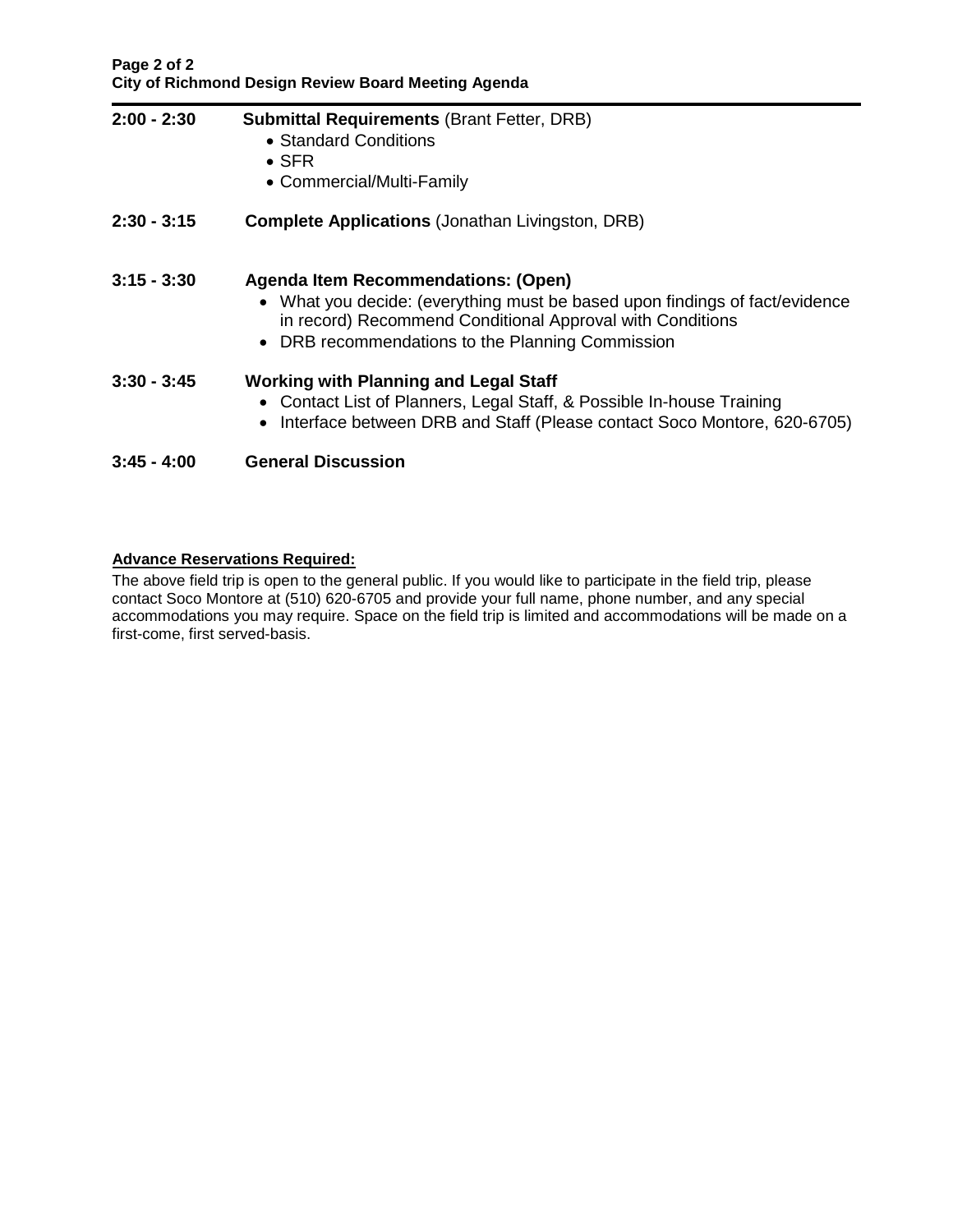**2:00 - 2:30** **Submittal Requirements** (Brant Fetter, DRB)

- Standard Conditions
- SFR
- Commercial/Multi-Family

**2:30 - 3:15** **Complete Applications** (Jonathan Livingston, DRB)

**3:15 - 3:30** **Agenda Item Recommendations: (Open)**

- What you decide: (everything must be based upon findings of fact/evidence in record) Recommend Conditional Approval with Conditions
- DRB recommendations to the Planning Commission

**3:30 - 3:45** **Working with Planning and Legal Staff**

- Contact List of Planners, Legal Staff, & Possible In-house Training
- Interface between DRB and Staff (Please contact Soco Montore, 620-6705)

**3:45 - 4:00** **General Discussion**

**Advance Reservations Required:**

The above field trip is open to the general public. If you would like to participate in the field trip, please contact Soco Montore at (510) 620-6705 and provide your full name, phone number, and any special accommodations you may require. Space on the field trip is limited and accommodations will be made on a first-come, first served-basis.